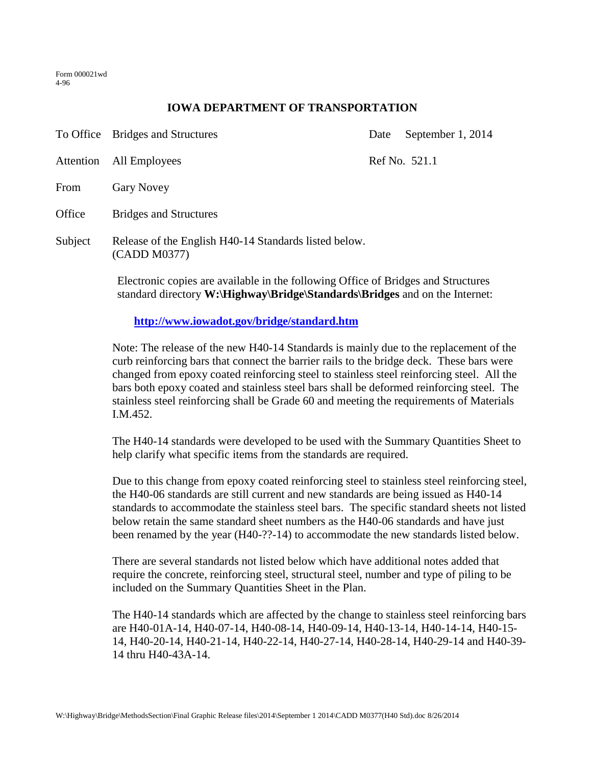Form 000021wd
4-96

# IOWA DEPARTMENT OF TRANSPORTATION

| | | | |
|---|---|---|---|
| To Office | Bridges and Structures | Date | September 1, 2014 |
| Attention | All Employees | Ref No. | 521.1 |
| From | Gary Novey | | |
| Office | Bridges and Structures | | |
| Subject | Release of the English H40-14 Standards listed below. (CADD M0377) | | |

Electronic copies are available in the following Office of Bridges and Structures standard directory **W:\Highway\Bridge\Standards\Bridges** and on the Internet:

**http://www.iowadot.gov/bridge/standard.htm**

Note: The release of the new H40-14 Standards is mainly due to the replacement of the curb reinforcing bars that connect the barrier rails to the bridge deck. These bars were changed from epoxy coated reinforcing steel to stainless steel reinforcing steel. All the bars both epoxy coated and stainless steel bars shall be deformed reinforcing steel. The stainless steel reinforcing shall be Grade 60 and meeting the requirements of Materials I.M.452.

The H40-14 standards were developed to be used with the Summary Quantities Sheet to help clarify what specific items from the standards are required.

Due to this change from epoxy coated reinforcing steel to stainless steel reinforcing steel, the H40-06 standards are still current and new standards are being issued as H40-14 standards to accommodate the stainless steel bars. The specific standard sheets not listed below retain the same standard sheet numbers as the H40-06 standards and have just been renamed by the year (H40-??-14) to accommodate the new standards listed below.

There are several standards not listed below which have additional notes added that require the concrete, reinforcing steel, structural steel, number and type of piling to be included on the Summary Quantities Sheet in the Plan.

The H40-14 standards which are affected by the change to stainless steel reinforcing bars are H40-01A-14, H40-07-14, H40-08-14, H40-09-14, H40-13-14, H40-14-14, H40-15-14, H40-20-14, H40-21-14, H40-22-14, H40-27-14, H40-28-14, H40-29-14 and H40-39-14 thru H40-43A-14.

W:\Highway\Bridge\MethodsSection\Final Graphic Release files\2014\September 1 2014\CADD M0377(H40 Std).doc 8/26/2014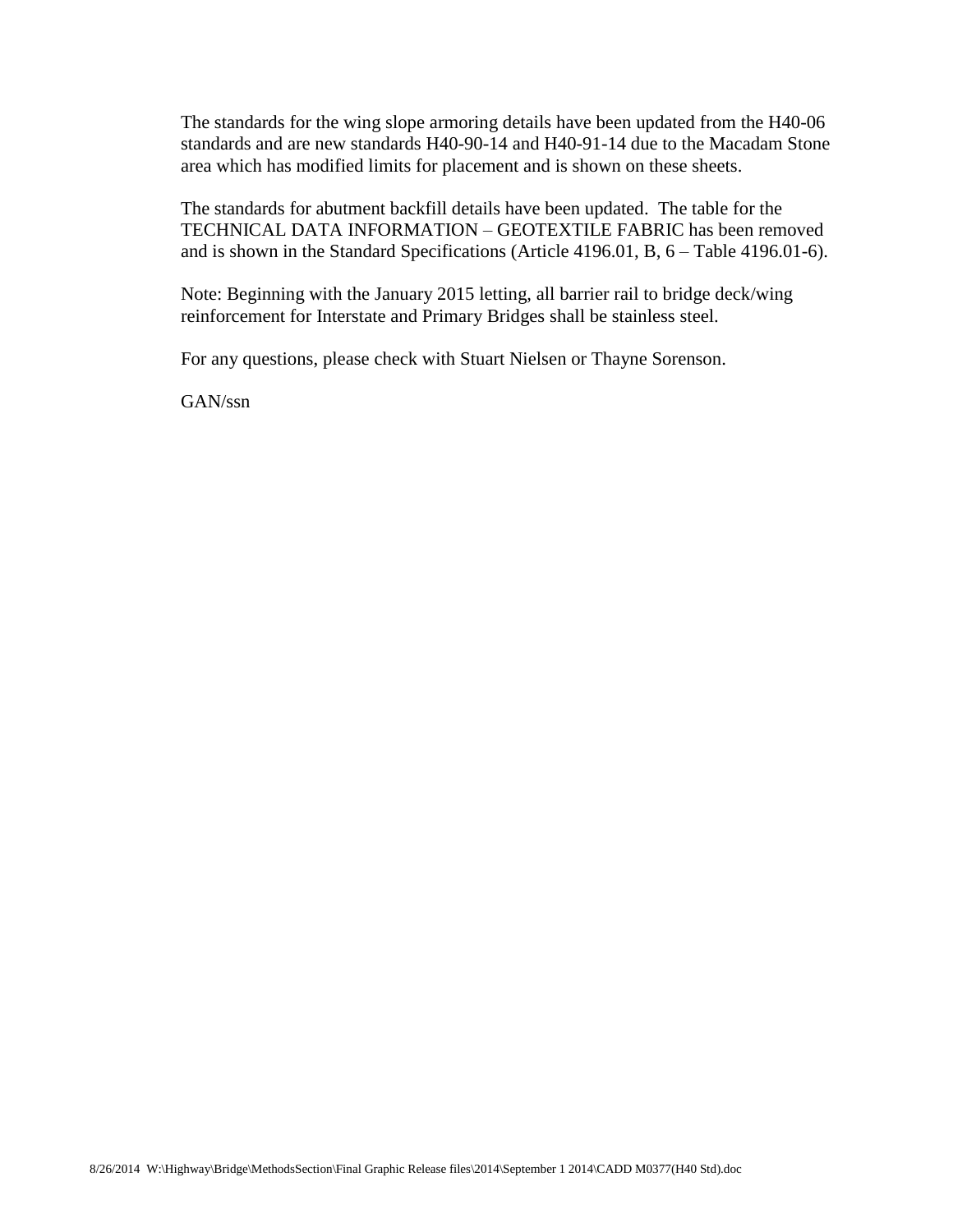The standards for the wing slope armoring details have been updated from the H40-06 standards and are new standards H40-90-14 and H40-91-14 due to the Macadam Stone area which has modified limits for placement and is shown on these sheets.

The standards for abutment backfill details have been updated. The table for the TECHNICAL DATA INFORMATION – GEOTEXTILE FABRIC has been removed and is shown in the Standard Specifications (Article 4196.01, B, 6 – Table 4196.01-6).

Note: Beginning with the January 2015 letting, all barrier rail to bridge deck/wing reinforcement for Interstate and Primary Bridges shall be stainless steel.

For any questions, please check with Stuart Nielsen or Thayne Sorenson.

GAN/ssn

8/26/2014 W:\Highway\Bridge\MethodsSection\Final Graphic Release files\2014\September 1 2014\CADD M0377(H40 Std).doc